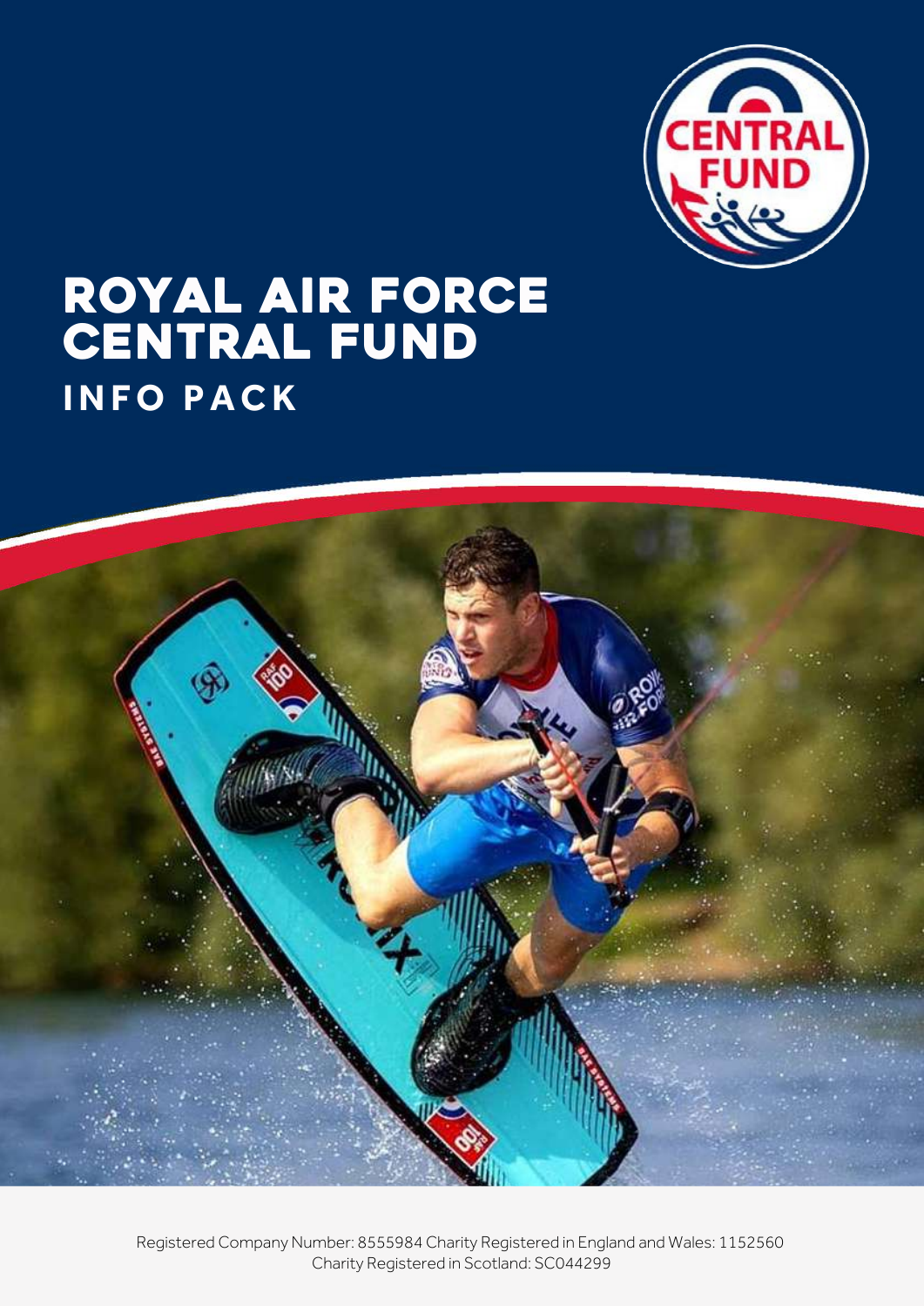# ROYAL AIR FORCE CENTRAL FUND

## INFO PACK

Registered Company Number: 8555984 Charity Registered in England and Wales: 1152560
Charity Registered in Scotland: SC044299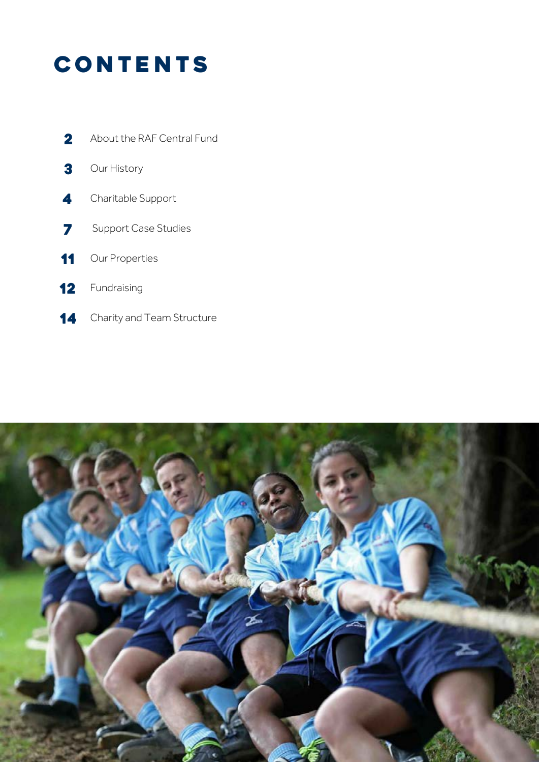# CONTENTS

| | |
|---|---|
| **2** | About the RAF Central Fund |
| **3** | Our History |
| **4** | Charitable Support |
| **7** | Support Case Studies |
| **11** | Our Properties |
| **12** | Fundraising |
| **14** | Charity and Team Structure |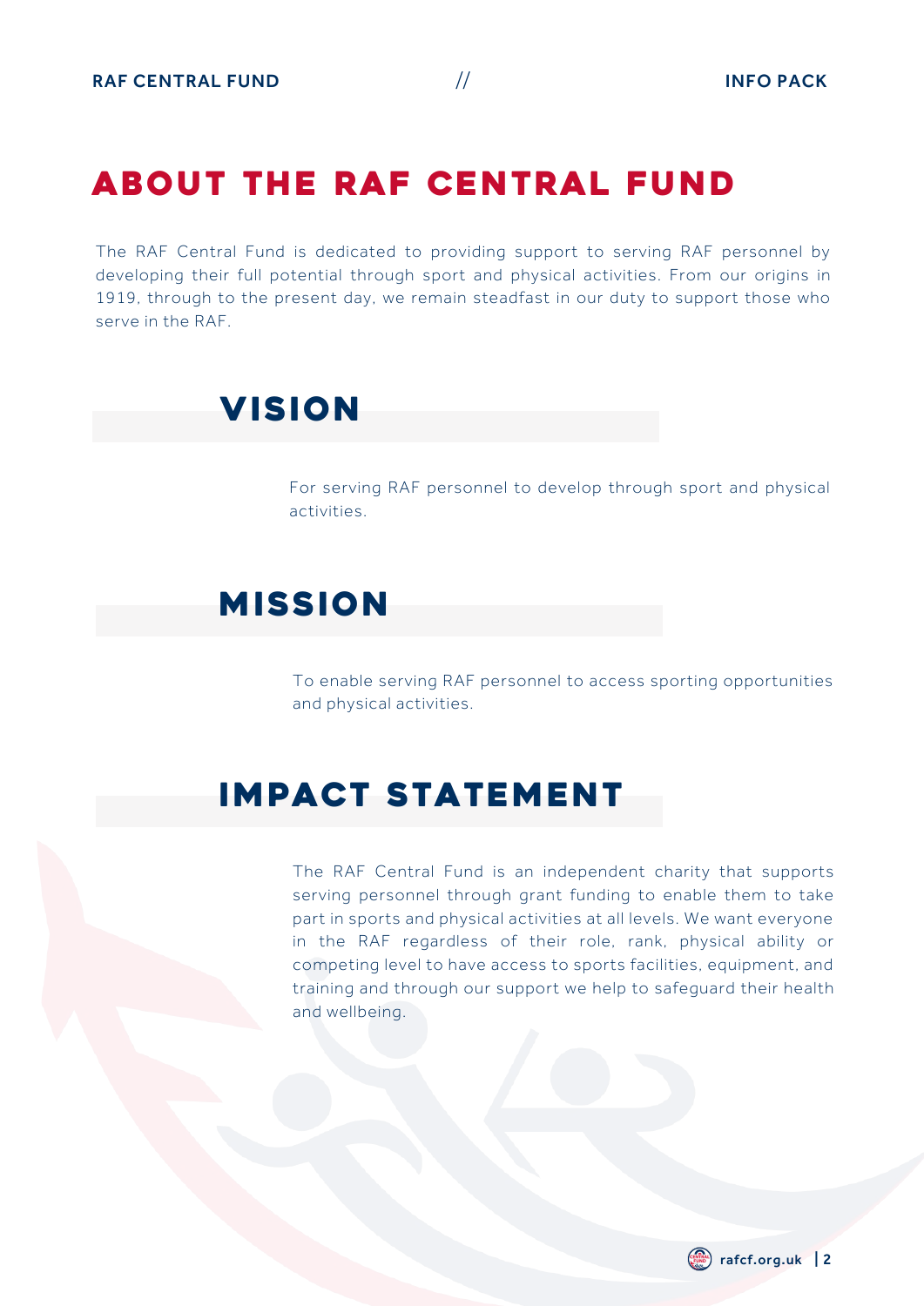# ABOUT THE RAF CENTRAL FUND

The RAF Central Fund is dedicated to providing support to serving RAF personnel by developing their full potential through sport and physical activities. From our origins in 1919, through to the present day, we remain steadfast in our duty to support those who serve in the RAF.

## VISION

For serving RAF personnel to develop through sport and physical activities.

## MISSION

To enable serving RAF personnel to access sporting opportunities and physical activities.

## IMPACT STATEMENT

The RAF Central Fund is an independent charity that supports serving personnel through grant funding to enable them to take part in sports and physical activities at all levels. We want everyone in the RAF regardless of their role, rank, physical ability or competing level to have access to sports facilities, equipment, and training and through our support we help to safeguard their health and wellbeing.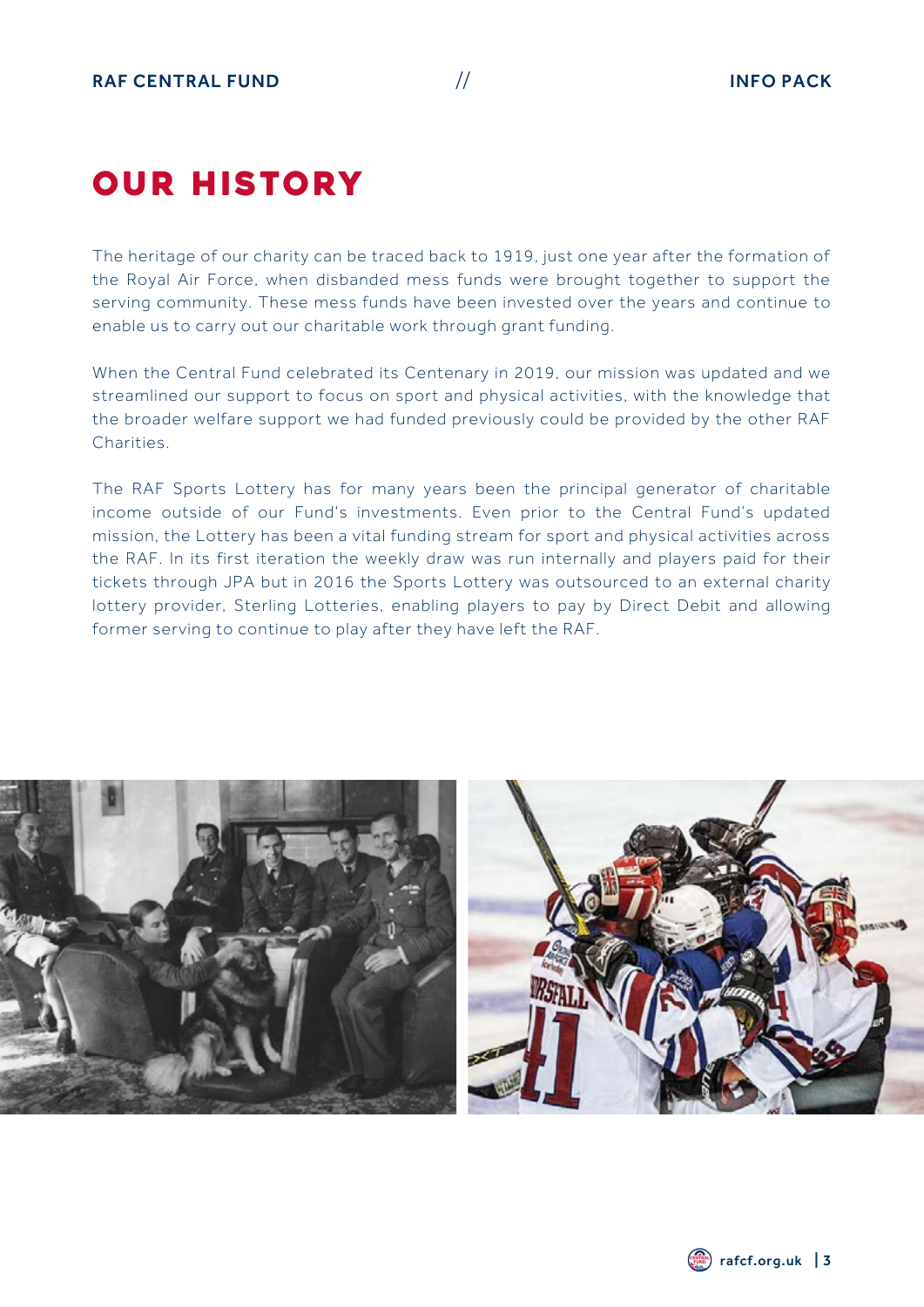# OUR HISTORY

The heritage of our charity can be traced back to 1919, just one year after the formation of the Royal Air Force, when disbanded mess funds were brought together to support the serving community. These mess funds have been invested over the years and continue to enable us to carry out our charitable work through grant funding.

When the Central Fund celebrated its Centenary in 2019, our mission was updated and we streamlined our support to focus on sport and physical activities, with the knowledge that the broader welfare support we had funded previously could be provided by the other RAF Charities.

The RAF Sports Lottery has for many years been the principal generator of charitable income outside of our Fund's investments. Even prior to the Central Fund's updated mission, the Lottery has been a vital funding stream for sport and physical activities across the RAF. In its first iteration the weekly draw was run internally and players paid for their tickets through JPA but in 2016 the Sports Lottery was outsourced to an external charity lottery provider, Sterling Lotteries, enabling players to pay by Direct Debit and allowing former serving to continue to play after they have left the RAF.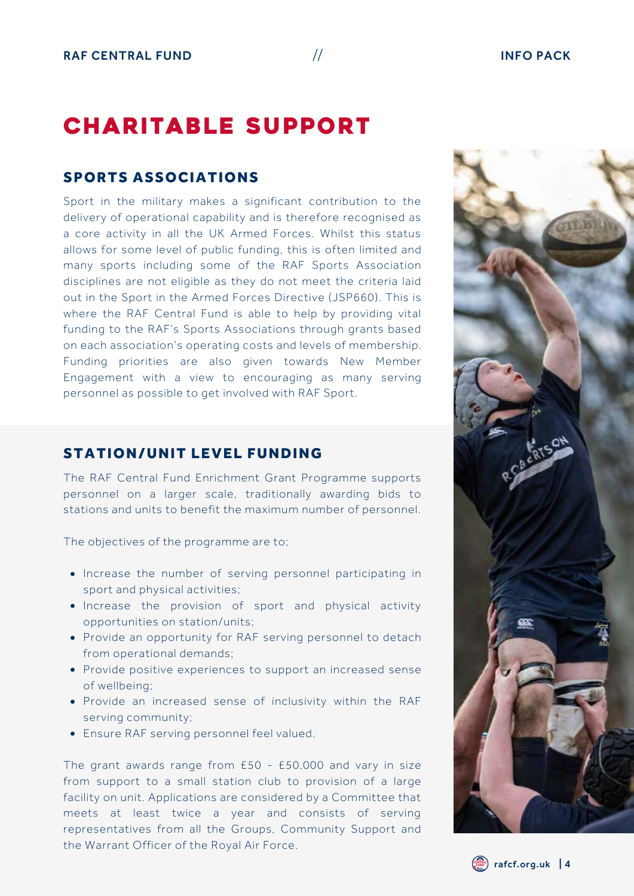# CHARITABLE SUPPORT

## SPORTS ASSOCIATIONS

Sport in the military makes a significant contribution to the delivery of operational capability and is therefore recognised as a core activity in all the UK Armed Forces. Whilst this status allows for some level of public funding, this is often limited and many sports including some of the RAF Sports Association disciplines are not eligible as they do not meet the criteria laid out in the Sport in the Armed Forces Directive (JSP660). This is where the RAF Central Fund is able to help by providing vital funding to the RAF's Sports Associations through grants based on each association's operating costs and levels of membership. Funding priorities are also given towards New Member Engagement with a view to encouraging as many serving personnel as possible to get involved with RAF Sport.

## STATION/UNIT LEVEL FUNDING

The RAF Central Fund Enrichment Grant Programme supports personnel on a larger scale, traditionally awarding bids to stations and units to benefit the maximum number of personnel.

The objectives of the programme are to;

- Increase the number of serving personnel participating in sport and physical activities;
- Increase the provision of sport and physical activity opportunities on station/units;
- Provide an opportunity for RAF serving personnel to detach from operational demands;
- Provide positive experiences to support an increased sense of wellbeing;
- Provide an increased sense of inclusivity within the RAF serving community;
- Ensure RAF serving personnel feel valued.

The grant awards range from £50 - £50,000 and vary in size from support to a small station club to provision of a large facility on unit. Applications are considered by a Committee that meets at least twice a year and consists of serving representatives from all the Groups, Community Support and the Warrant Officer of the Royal Air Force.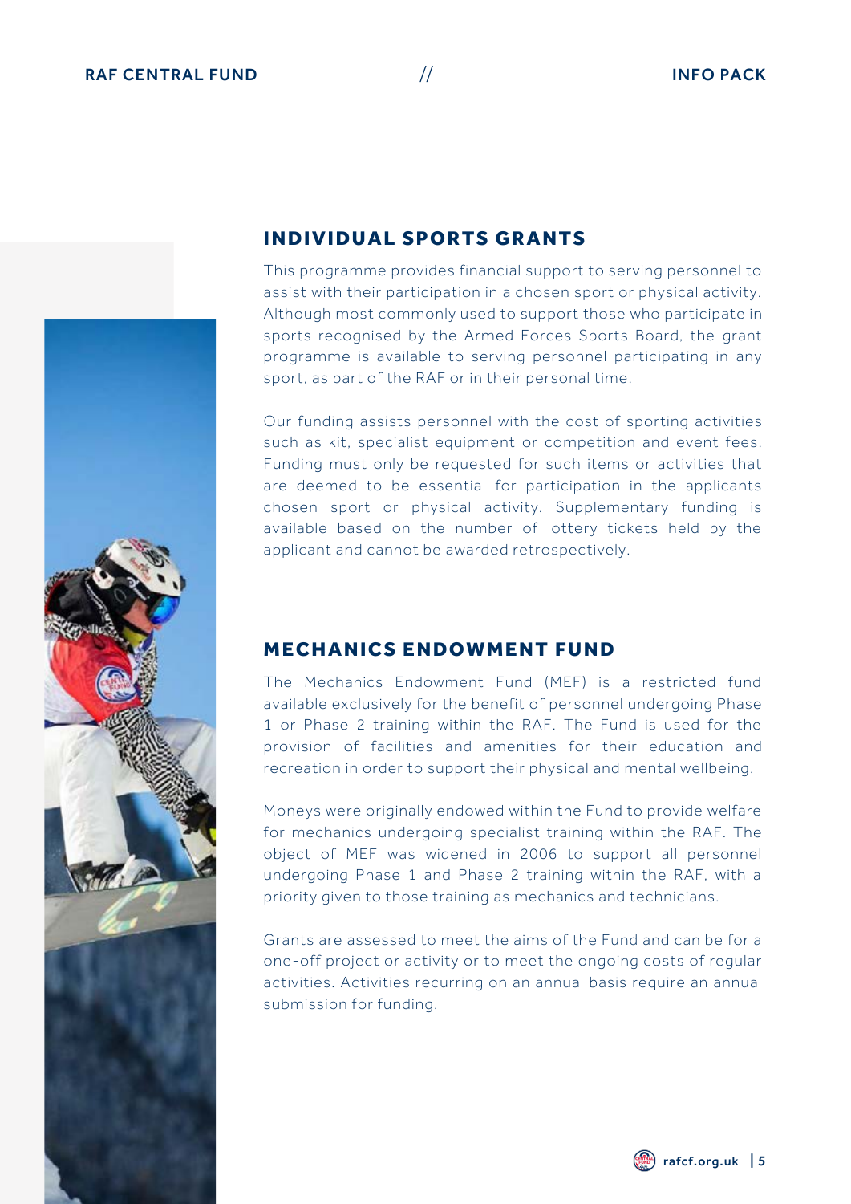## INDIVIDUAL SPORTS GRANTS

This programme provides financial support to serving personnel to assist with their participation in a chosen sport or physical activity. Although most commonly used to support those who participate in sports recognised by the Armed Forces Sports Board, the grant programme is available to serving personnel participating in any sport, as part of the RAF or in their personal time.

Our funding assists personnel with the cost of sporting activities such as kit, specialist equipment or competition and event fees. Funding must only be requested for such items or activities that are deemed to be essential for participation in the applicants chosen sport or physical activity. Supplementary funding is available based on the number of lottery tickets held by the applicant and cannot be awarded retrospectively.

## MECHANICS ENDOWMENT FUND

The Mechanics Endowment Fund (MEF) is a restricted fund available exclusively for the benefit of personnel undergoing Phase 1 or Phase 2 training within the RAF. The Fund is used for the provision of facilities and amenities for their education and recreation in order to support their physical and mental wellbeing.

Moneys were originally endowed within the Fund to provide welfare for mechanics undergoing specialist training within the RAF. The object of MEF was widened in 2006 to support all personnel undergoing Phase 1 and Phase 2 training within the RAF, with a priority given to those training as mechanics and technicians.

Grants are assessed to meet the aims of the Fund and can be for a one-off project or activity or to meet the ongoing costs of regular activities. Activities recurring on an annual basis require an annual submission for funding.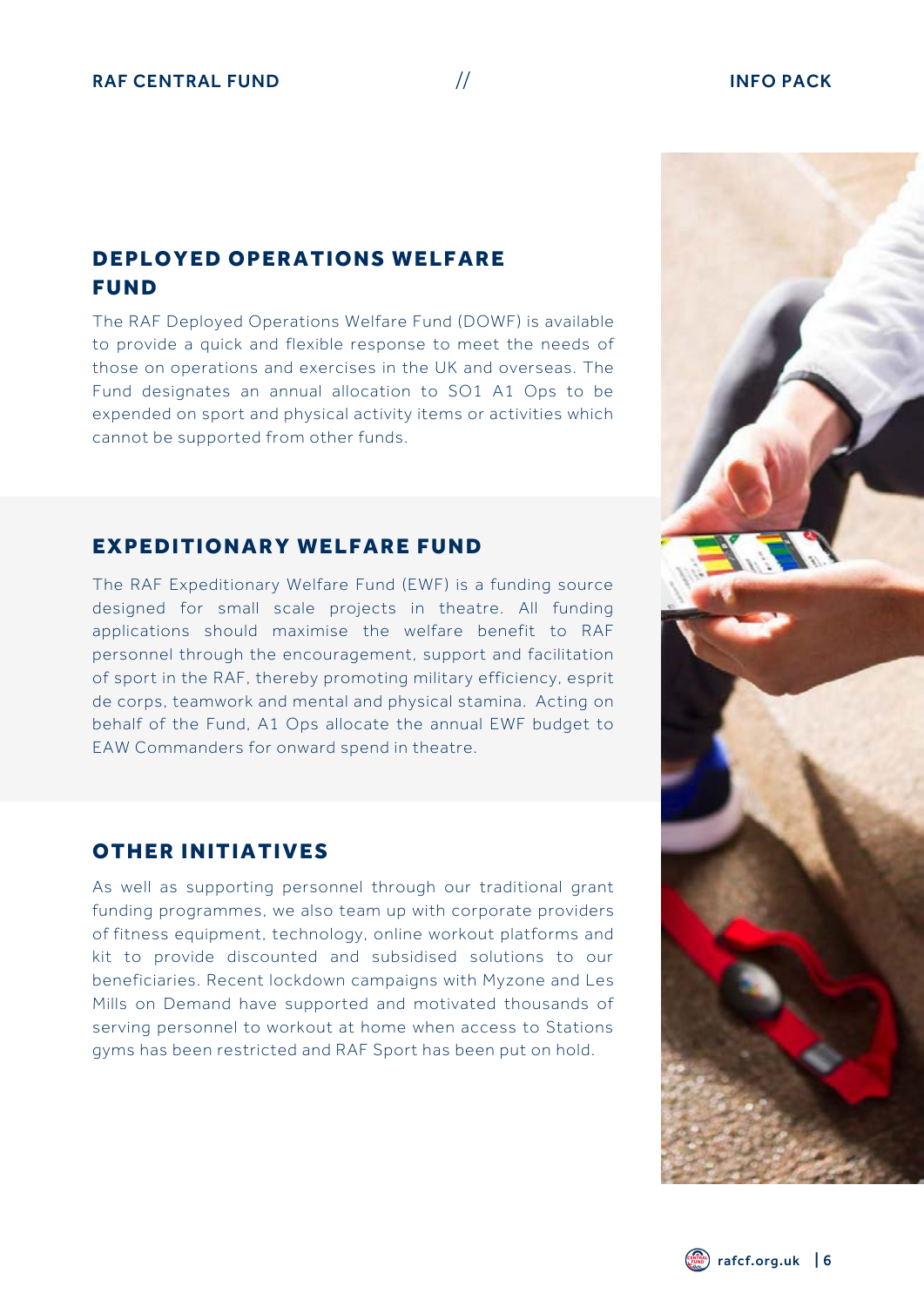## DEPLOYED OPERATIONS WELFARE FUND

The RAF Deployed Operations Welfare Fund (DOWF) is available to provide a quick and flexible response to meet the needs of those on operations and exercises in the UK and overseas. The Fund designates an annual allocation to SO1 A1 Ops to be expended on sport and physical activity items or activities which cannot be supported from other funds.

## EXPEDITIONARY WELFARE FUND

The RAF Expeditionary Welfare Fund (EWF) is a funding source designed for small scale projects in theatre. All funding applications should maximise the welfare benefit to RAF personnel through the encouragement, support and facilitation of sport in the RAF, thereby promoting military efficiency, esprit de corps, teamwork and mental and physical stamina. Acting on behalf of the Fund, A1 Ops allocate the annual EWF budget to EAW Commanders for onward spend in theatre.

## OTHER INITIATIVES

As well as supporting personnel through our traditional grant funding programmes, we also team up with corporate providers of fitness equipment, technology, online workout platforms and kit to provide discounted and subsidised solutions to our beneficiaries. Recent lockdown campaigns with Myzone and Les Mills on Demand have supported and motivated thousands of serving personnel to workout at home when access to Stations gyms has been restricted and RAF Sport has been put on hold.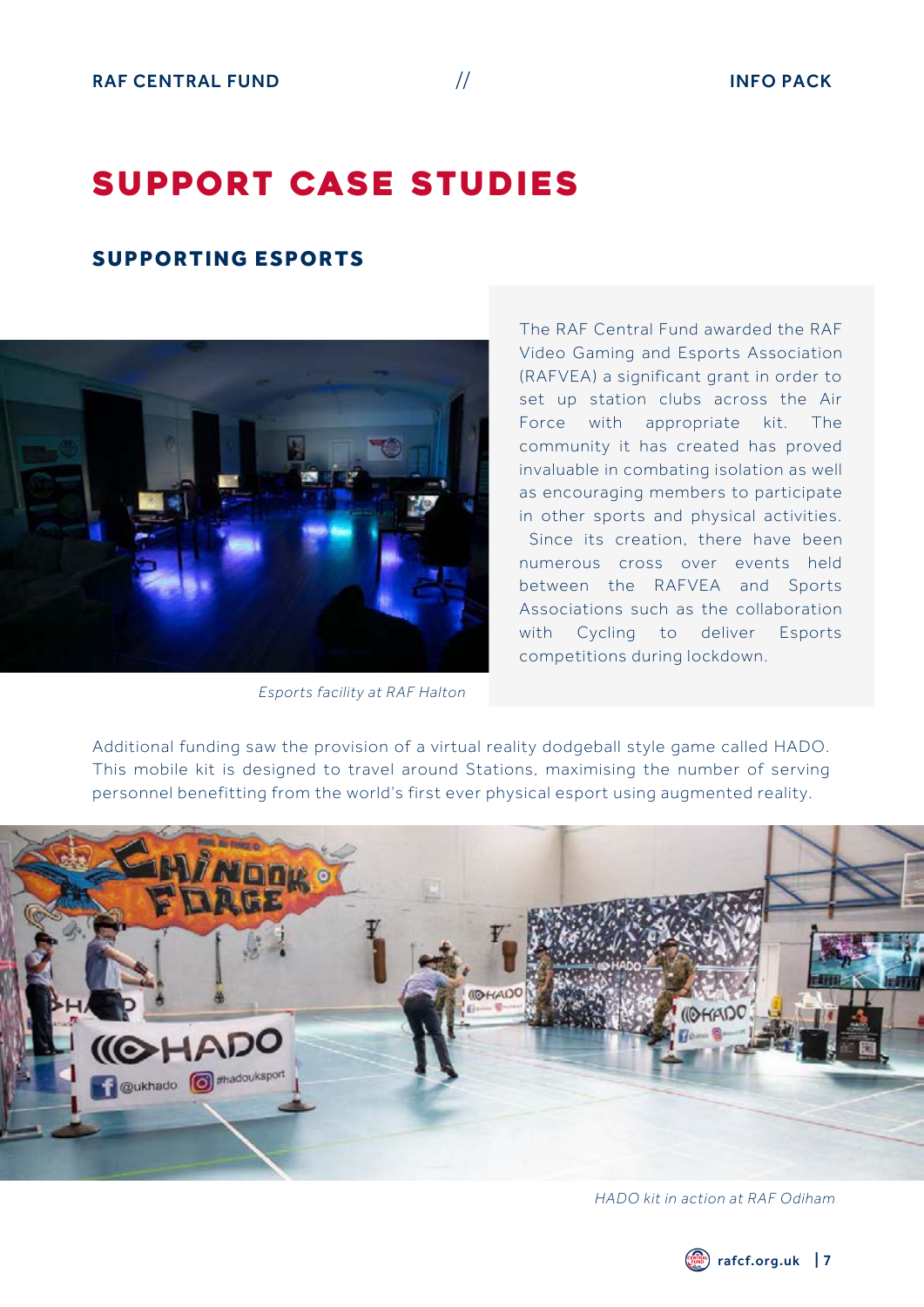# SUPPORT CASE STUDIES

## SUPPORTING ESPORTS

The RAF Central Fund awarded the RAF Video Gaming and Esports Association (RAFVEA) a significant grant in order to set up station clubs across the Air Force with appropriate kit. The community it has created has proved invaluable in combating isolation as well as encouraging members to participate in other sports and physical activities. Since its creation, there have been numerous cross over events held between the RAFVEA and Sports Associations such as the collaboration with Cycling to deliver Esports competitions during lockdown.

*Esports facility at RAF Halton*

Additional funding saw the provision of a virtual reality dodgeball style game called HADO. This mobile kit is designed to travel around Stations, maximising the number of serving personnel benefitting from the world's first ever physical esport using augmented reality.

*HADO kit in action at RAF Odiham*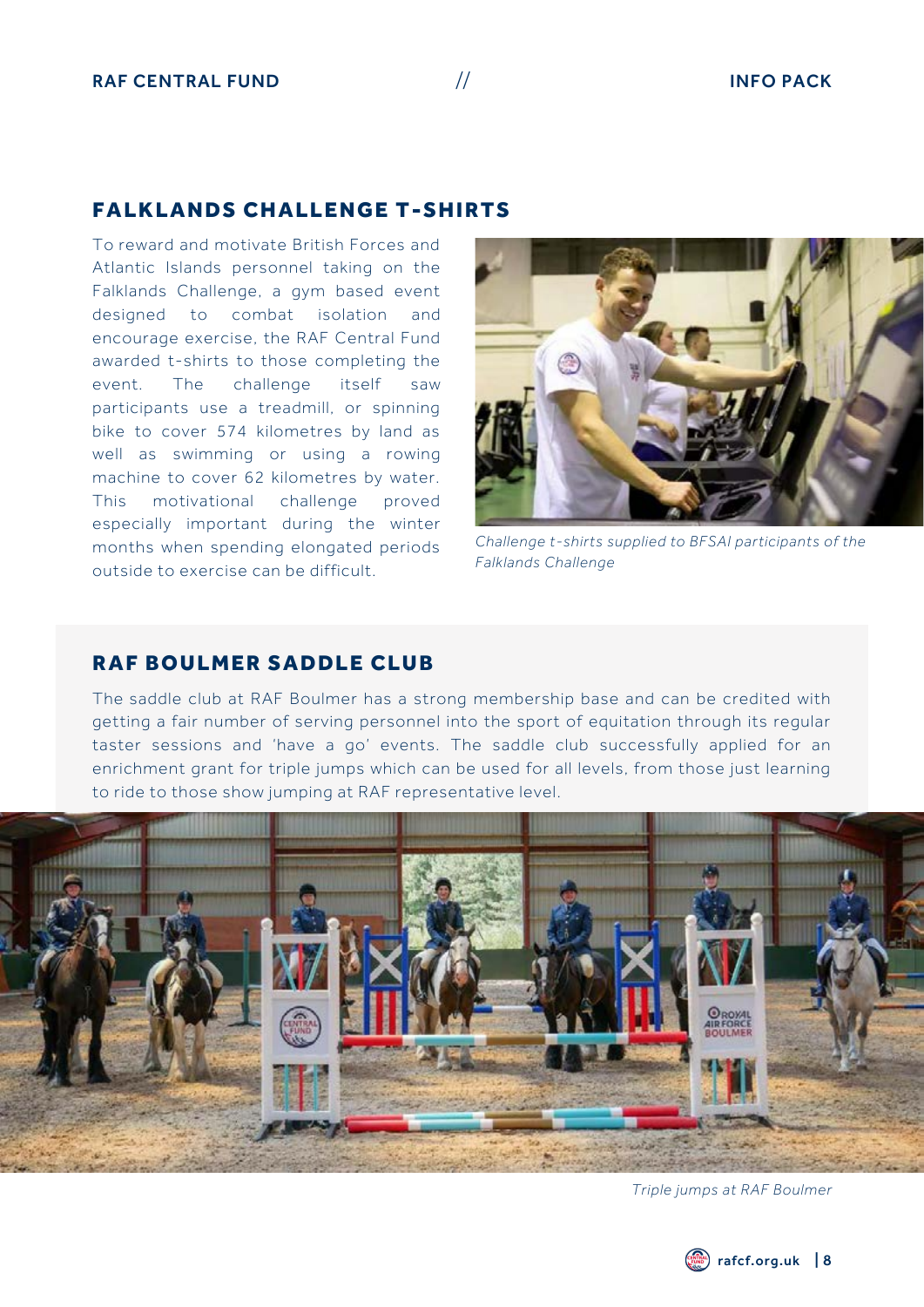## FALKLANDS CHALLENGE T-SHIRTS

To reward and motivate British Forces and Atlantic Islands personnel taking on the Falklands Challenge, a gym based event designed to combat isolation and encourage exercise, the RAF Central Fund awarded t-shirts to those completing the event. The challenge itself saw participants use a treadmill, or spinning bike to cover 574 kilometres by land as well as swimming or using a rowing machine to cover 62 kilometres by water. This motivational challenge proved especially important during the winter months when spending elongated periods outside to exercise can be difficult.

*Challenge t-shirts supplied to BFSAI participants of the Falklands Challenge*

## RAF BOULMER SADDLE CLUB

The saddle club at RAF Boulmer has a strong membership base and can be credited with getting a fair number of serving personnel into the sport of equitation through its regular taster sessions and 'have a go' events. The saddle club successfully applied for an enrichment grant for triple jumps which can be used for all levels, from those just learning to ride to those show jumping at RAF representative level.

*Triple jumps at RAF Boulmer*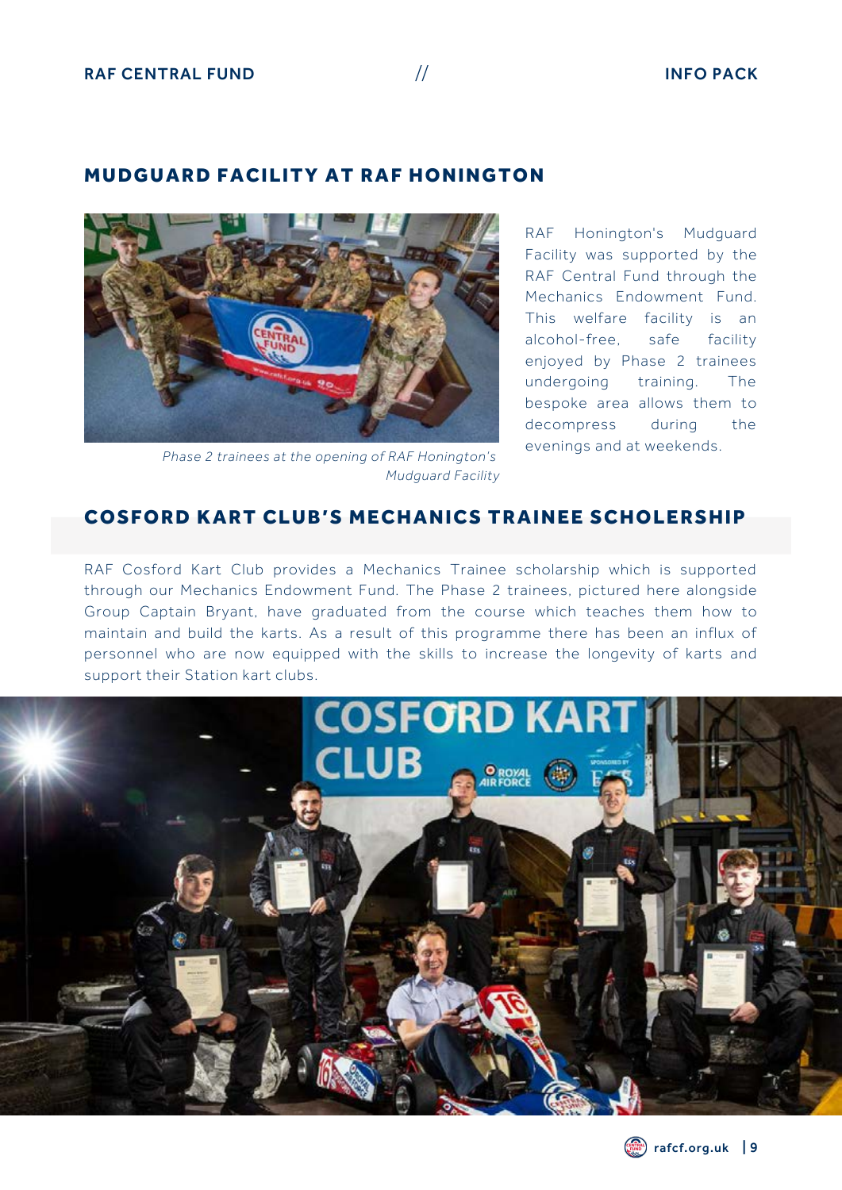## MUDGUARD FACILITY AT RAF HONINGTON

*Phase 2 trainees at the opening of RAF Honington's Mudguard Facility*

RAF Honington's Mudguard Facility was supported by the RAF Central Fund through the Mechanics Endowment Fund. This welfare facility is an alcohol-free, safe facility enjoyed by Phase 2 trainees undergoing training. The bespoke area allows them to decompress during the evenings and at weekends.

## COSFORD KART CLUB'S MECHANICS TRAINEE SCHOLERSHIP

RAF Cosford Kart Club provides a Mechanics Trainee scholarship which is supported through our Mechanics Endowment Fund. The Phase 2 trainees, pictured here alongside Group Captain Bryant, have graduated from the course which teaches them how to maintain and build the karts. As a result of this programme there has been an influx of personnel who are now equipped with the skills to increase the longevity of karts and support their Station kart clubs.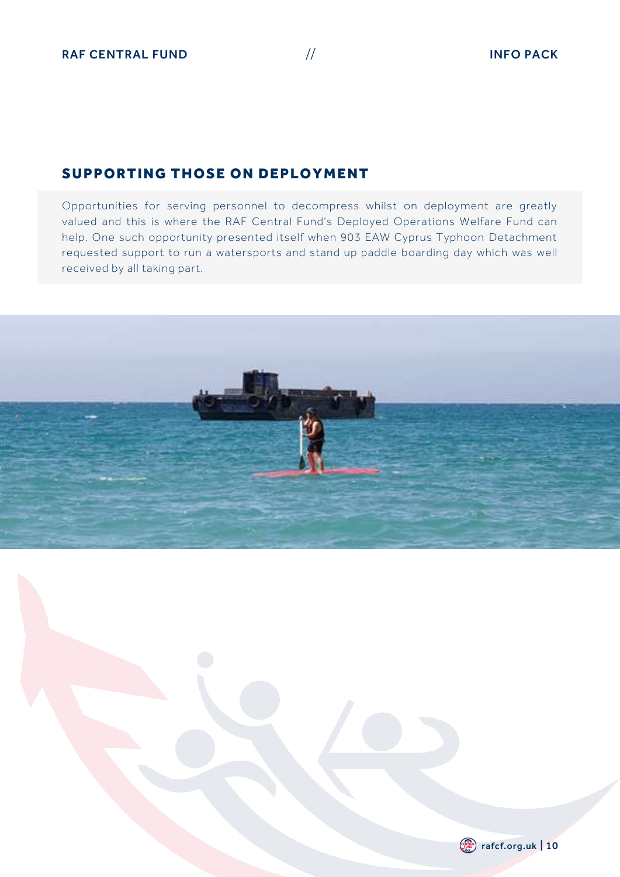## SUPPORTING THOSE ON DEPLOYMENT

Opportunities for serving personnel to decompress whilst on deployment are greatly valued and this is where the RAF Central Fund's Deployed Operations Welfare Fund can help. One such opportunity presented itself when 903 EAW Cyprus Typhoon Detachment requested support to run a watersports and stand up paddle boarding day which was well received by all taking part.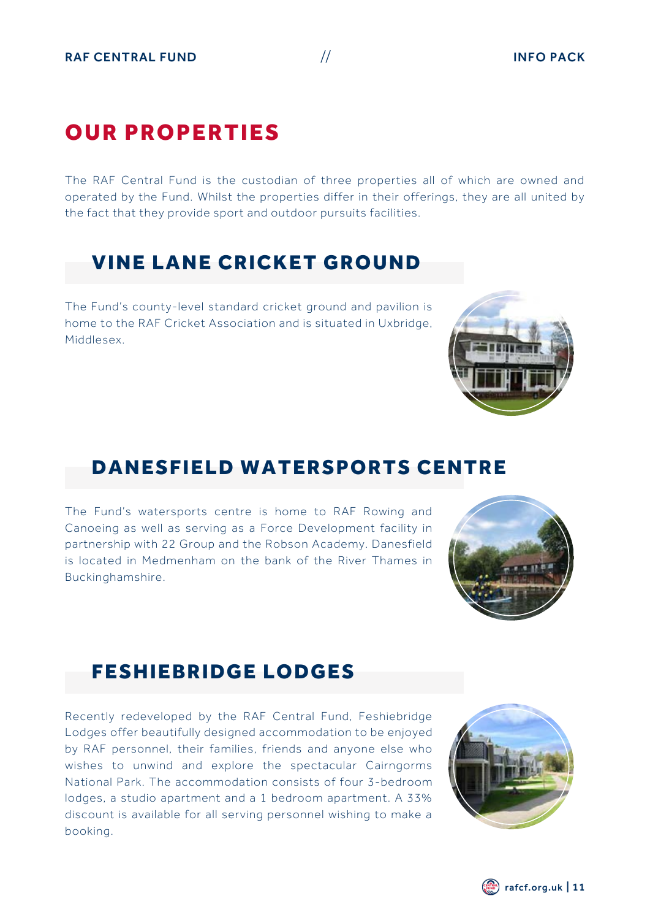# OUR PROPERTIES

The RAF Central Fund is the custodian of three properties all of which are owned and operated by the Fund. Whilst the properties differ in their offerings, they are all united by the fact that they provide sport and outdoor pursuits facilities.

## VINE LANE CRICKET GROUND

The Fund's county-level standard cricket ground and pavilion is home to the RAF Cricket Association and is situated in Uxbridge, Middlesex.

## DANESFIELD WATERSPORTS CENTRE

The Fund's watersports centre is home to RAF Rowing and Canoeing as well as serving as a Force Development facility in partnership with 22 Group and the Robson Academy. Danesfield is located in Medmenham on the bank of the River Thames in Buckinghamshire.

## FESHIEBRIDGE LODGES

Recently redeveloped by the RAF Central Fund, Feshiebridge Lodges offer beautifully designed accommodation to be enjoyed by RAF personnel, their families, friends and anyone else who wishes to unwind and explore the spectacular Cairngorms National Park. The accommodation consists of four 3-bedroom lodges, a studio apartment and a 1 bedroom apartment. A 33% discount is available for all serving personnel wishing to make a booking.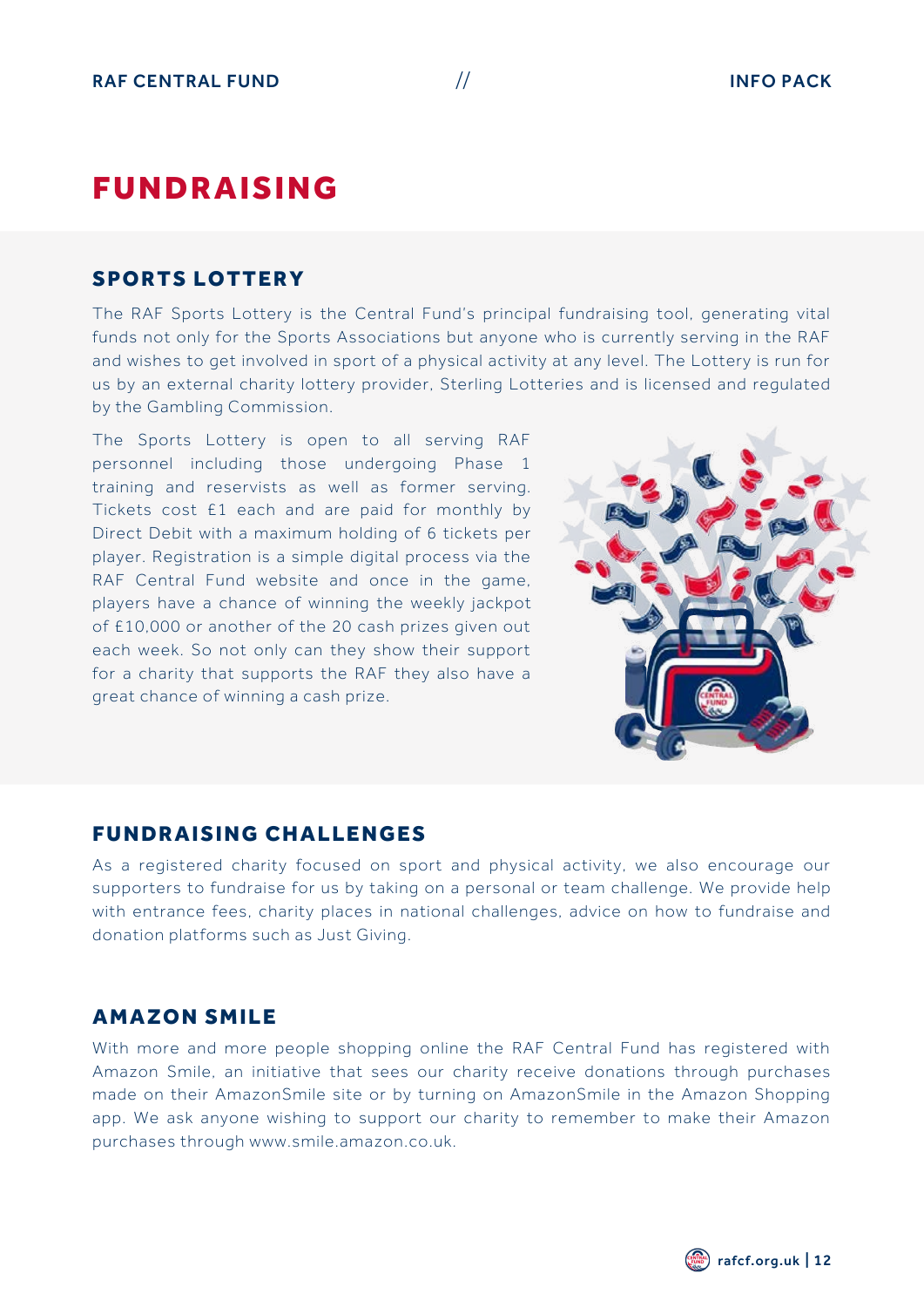# FUNDRAISING

## SPORTS LOTTERY

The RAF Sports Lottery is the Central Fund's principal fundraising tool, generating vital funds not only for the Sports Associations but anyone who is currently serving in the RAF and wishes to get involved in sport of a physical activity at any level. The Lottery is run for us by an external charity lottery provider, Sterling Lotteries and is licensed and regulated by the Gambling Commission.

The Sports Lottery is open to all serving RAF personnel including those undergoing Phase 1 training and reservists as well as former serving. Tickets cost £1 each and are paid for monthly by Direct Debit with a maximum holding of 6 tickets per player. Registration is a simple digital process via the RAF Central Fund website and once in the game, players have a chance of winning the weekly jackpot of £10,000 or another of the 20 cash prizes given out each week. So not only can they show their support for a charity that supports the RAF they also have a great chance of winning a cash prize.

## FUNDRAISING CHALLENGES

As a registered charity focused on sport and physical activity, we also encourage our supporters to fundraise for us by taking on a personal or team challenge. We provide help with entrance fees, charity places in national challenges, advice on how to fundraise and donation platforms such as Just Giving.

## AMAZON SMILE

With more and more people shopping online the RAF Central Fund has registered with Amazon Smile, an initiative that sees our charity receive donations through purchases made on their AmazonSmile site or by turning on AmazonSmile in the Amazon Shopping app. We ask anyone wishing to support our charity to remember to make their Amazon purchases through www.smile.amazon.co.uk.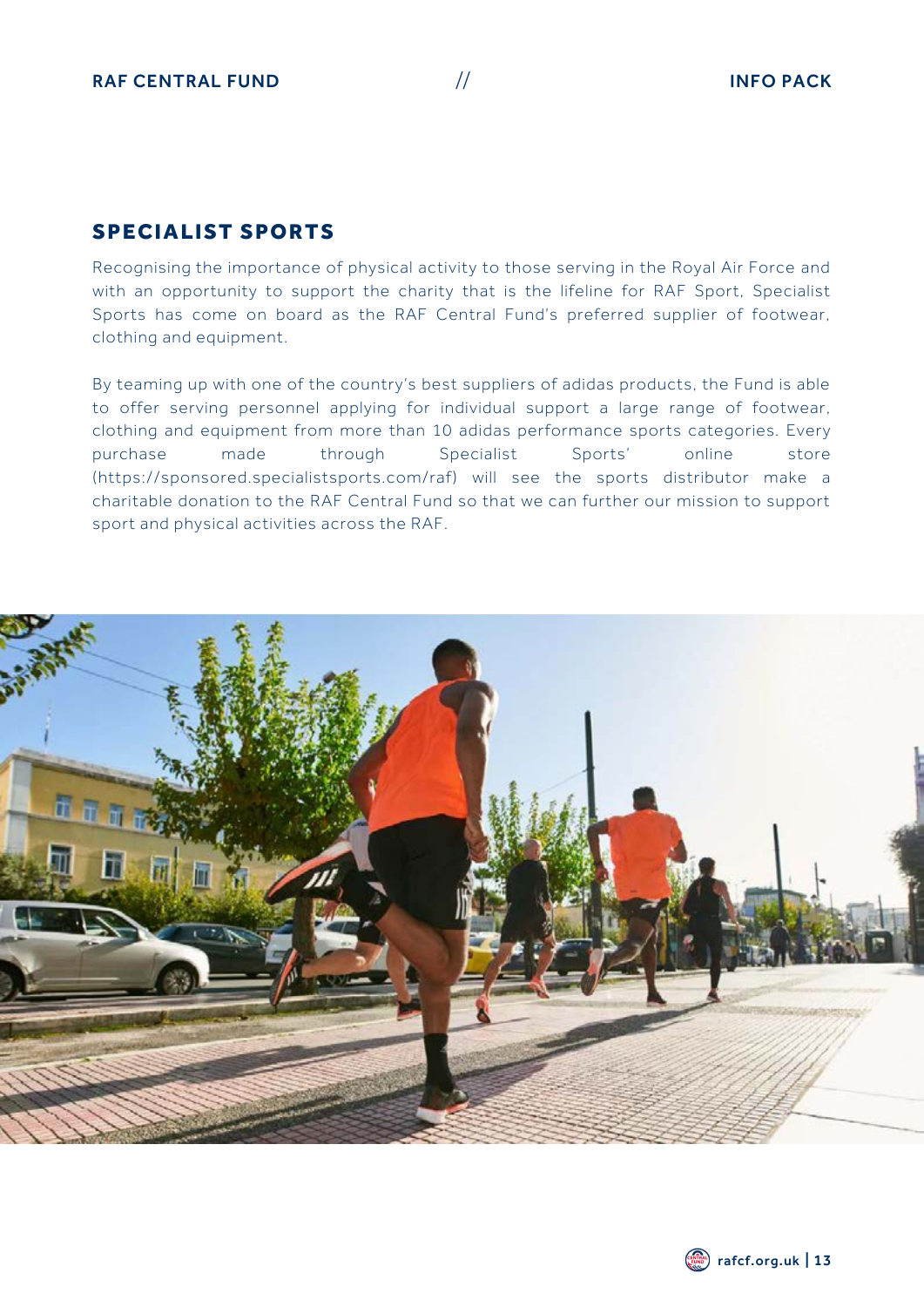## SPECIALIST SPORTS

Recognising the importance of physical activity to those serving in the Royal Air Force and with an opportunity to support the charity that is the lifeline for RAF Sport, Specialist Sports has come on board as the RAF Central Fund's preferred supplier of footwear, clothing and equipment.

By teaming up with one of the country's best suppliers of adidas products, the Fund is able to offer serving personnel applying for individual support a large range of footwear, clothing and equipment from more than 10 adidas performance sports categories. Every purchase made through Specialist Sports' online store (https://sponsored.specialistsports.com/raf) will see the sports distributor make a charitable donation to the RAF Central Fund so that we can further our mission to support sport and physical activities across the RAF.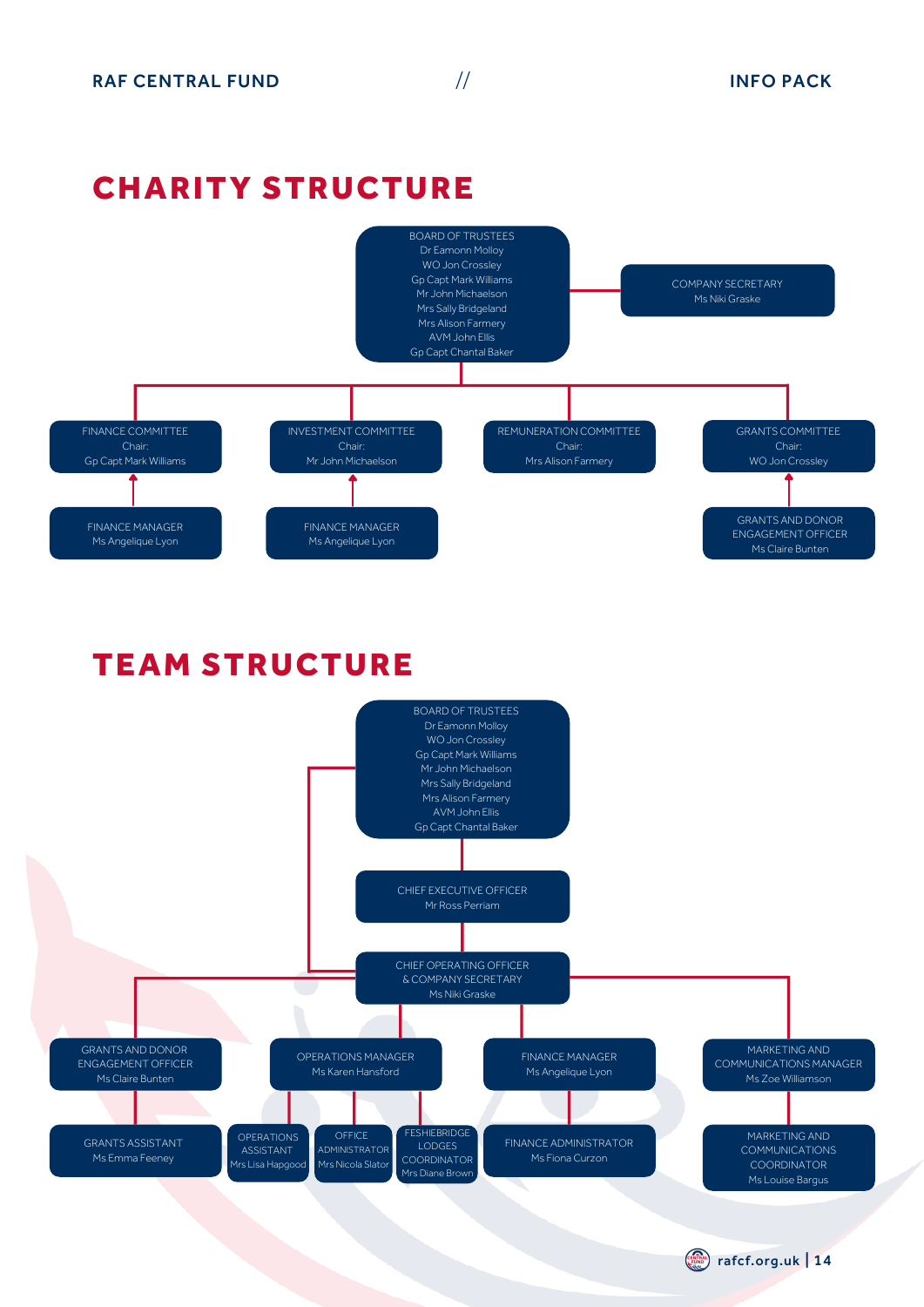## CHARITY STRUCTURE

**BOARD OF TRUSTEES**
- Dr Eamonn Molloy
- WO Jon Crossley
- Gp Capt Mark Williams
- Mr John Michaelson
- Mrs Sally Bridgeland
- Mrs Alison Farmery
- AVM John Ellis
- Gp Capt Chantal Baker

**COMPANY SECRETARY**
Ms Niki Graske

**FINANCE COMMITTEE**
Chair:
Gp Capt Mark Williams

- FINANCE MANAGER
  Ms Angelique Lyon

**INVESTMENT COMMITTEE**
Chair:
Mr John Michaelson

- FINANCE MANAGER
  Ms Angelique Lyon

**REMUNERATION COMMITTEE**
Chair:
Mrs Alison Farmery

**GRANTS COMMITTEE**
Chair:
WO Jon Crossley

- GRANTS AND DONOR ENGAGEMENT OFFICER
  Ms Claire Bunten

## TEAM STRUCTURE

**BOARD OF TRUSTEES**
- Dr Eamonn Molloy
- WO Jon Crossley
- Gp Capt Mark Williams
- Mr John Michaelson
- Mrs Sally Bridgeland
- Mrs Alison Farmery
- AVM John Ellis
- Gp Capt Chantal Baker

**CHIEF EXECUTIVE OFFICER**
Mr Ross Perriam

**CHIEF OPERATING OFFICER & COMPANY SECRETARY**
Ms Niki Graske

**GRANTS AND DONOR ENGAGEMENT OFFICER**
Ms Claire Bunten

- GRANTS ASSISTANT
  Ms Emma Feeney

**OPERATIONS MANAGER**
Ms Karen Hansford

- OPERATIONS ASSISTANT
  Mrs Lisa Hapgood
- OFFICE ADMINISTRATOR
  Mrs Nicola Slator
- FESHIEBRIDGE LODGES COORDINATOR
  Mrs Diane Brown

**FINANCE MANAGER**
Ms Angelique Lyon

- FINANCE ADMINISTRATOR
  Ms Fiona Curzon

**MARKETING AND COMMUNICATIONS MANAGER**
Ms Zoe Williamson

- MARKETING AND COMMUNICATIONS COORDINATOR
  Ms Louise Bargus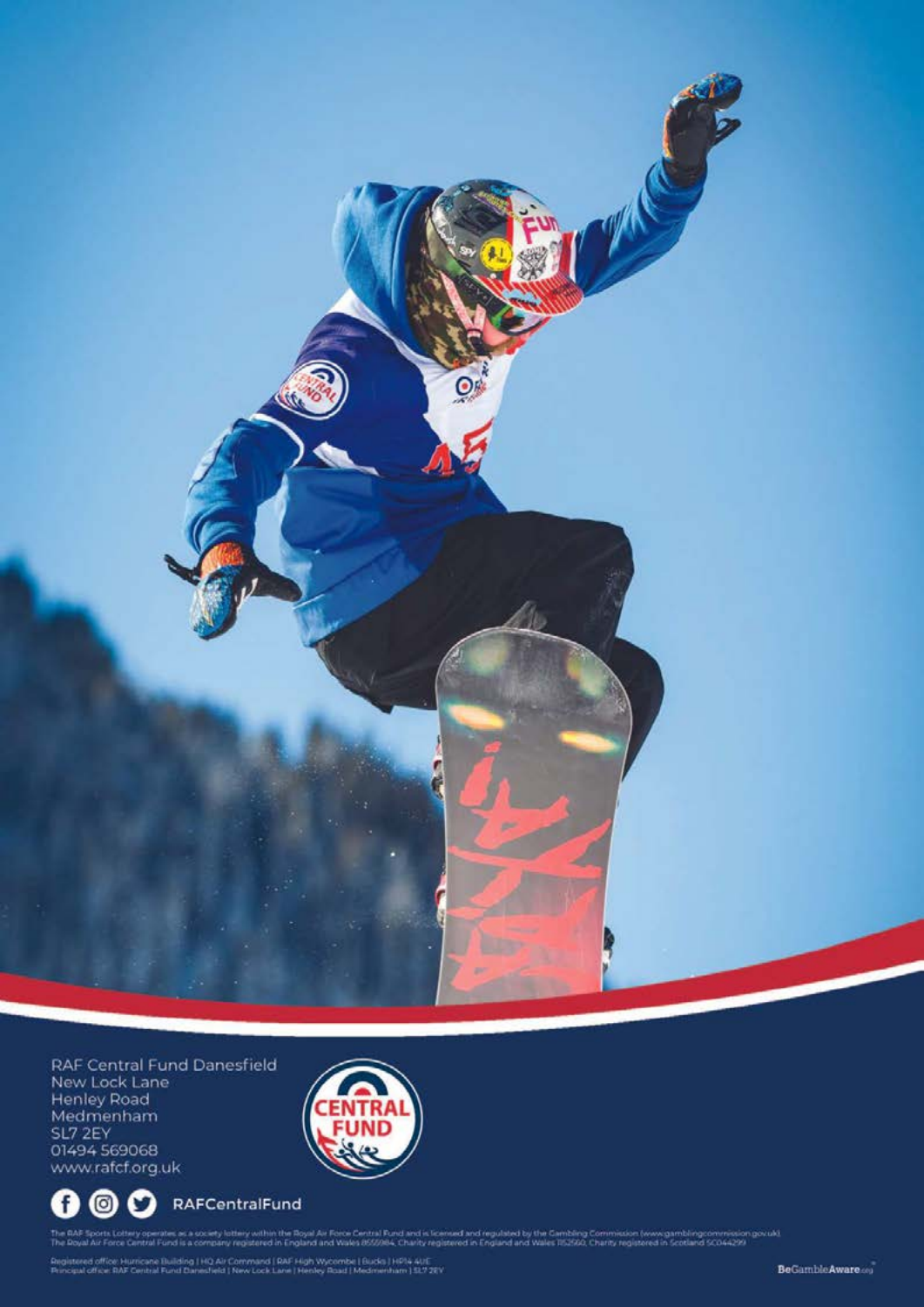RAF Central Fund Danesfield
New Lock Lane
Henley Road
Medmenham
SL7 2EY
01494 569068
www.rafcf.org.uk

RAFCentralFund

The RAF Sports Lottery operates as a society lottery within the Royal Air Force Central Fund and is licensed and regulated by the Gambling Commission (www.gamblingcommission.gov.uk). The Royal Air Force Central Fund is a company registered in England and Wales 8555984, Charity registered in England and Wales 1152560, Charity registered in Scotland SC044299

Registered office: Hurricane Building | HQ Air Command | RAF High Wycombe | Bucks | HP14 4UE
Principal office: RAF Central Fund Danesfield | New Lock Lane | Henley Road | Medmenham | SL7 2EY

BeGambleAware.org